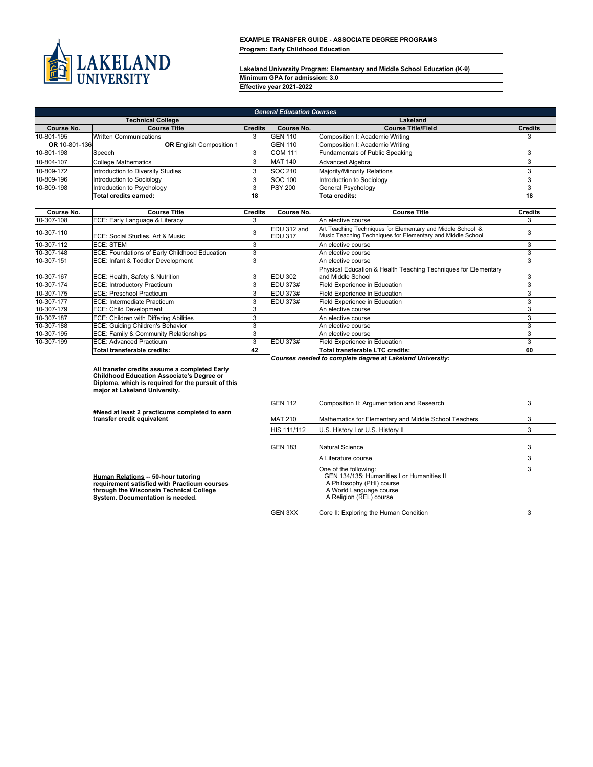**LAKELAND UNIVERSITY**

**EXAMPLE TRANSFER GUIDE - ASSOCIATE DEGREE PROGRAMS**

**Program: Early Childhood Education**

**Lakeland University Program: Elementary and Middle School Education (K-9)**

**Minimum GPA for admission: 3.0**

**Effective year 2021-2022**

***General Education Courses***

| **Technical College** | | | **Lakeland** | | |
|---|---|---|---|---|---|
| **Course No.** | **Course Title** | **Credits** | **Course No.** | **Course Title/Field** | **Credits** |
| 10-801-195 | Written Communications | 3 | GEN 110 | Composition I: Academic Writing | 3 |
| **OR** 10-801-136 | **OR** English Composition 1 | | GEN 110 | Composition I: Academic Writing | |
| 10-801-198 | Speech | 3 | COM 111 | Fundamentals of Public Speaking | 3 |
| 10-804-107 | College Mathematics | 3 | MAT 140 | Advanced Algebra | 3 |
| 10-809-172 | Introduction to Diversity Studies | 3 | SOC 210 | Majority/Minority Relations | 3 |
| 10-809-196 | Introduction to Sociology | 3 | SOC 100 | Introduction to Sociology | 3 |
| 10-809-198 | Introduction to Psychology | 3 | PSY 200 | General Psychology | 3 |
| | **Total credits earned:** | **18** | | **Tota credits:** | **18** |

| **Course No.** | **Course Title** | **Credits** | **Course No.** | **Course Title** | **Credits** |
|---|---|---|---|---|---|
| 10-307-108 | ECE: Early Language & Literacy | 3 | | An elective course | 3 |
| 10-307-110 | ECE: Social Studies, Art & Music | 3 | EDU 312 and EDU 317 | Art Teaching Techniques for Elementary and Middle School & Music Teaching Techniques for Elementary and Middle School | 3 |
| 10-307-112 | ECE: STEM | 3 | | An elective course | 3 |
| 10-307-148 | ECE: Foundations of Early Childhood Education | 3 | | An elective course | 3 |
| 10-307-151 | ECE: Infant & Toddler Development | 3 | | An elective course | 3 |
| 10-307-167 | ECE: Health, Safety & Nutrition | 3 | EDU 302 | Physical Education & Health Teaching Techniques for Elementary and Middle School | 3 |
| 10-307-174 | ECE: Introductory Practicum | 3 | EDU 373# | Field Experience in Education | 3 |
| 10-307-175 | ECE: Preschool Practicum | 3 | EDU 373# | Field Experience in Education | 3 |
| 10-307-177 | ECE: Intermediate Practicum | 3 | EDU 373# | Field Experience in Education | 3 |
| 10-307-179 | ECE: Child Development | 3 | | An elective course | 3 |
| 10-307-187 | ECE: Children with Differing Abilities | 3 | | An elective course | 3 |
| 10-307-188 | ECE: Guiding Children's Behavior | 3 | | An elective course | 3 |
| 10-307-195 | ECE: Family & Community Relationships | 3 | | An elective course | 3 |
| 10-307-199 | ECE: Advanced Practicum | 3 | EDU 373# | Field Experience in Education | 3 |
| | **Total transferable credits:** | **42** | | **Total transferable LTC credits:** | **60** |

***Courses needed to complete degree at Lakeland University:***

| Course No. | Course Title | Credits |
|---|---|---|
| GEN 112 | Composition II: Argumentation and Research | 3 |
| MAT 210 | Mathematics for Elementary and Middle School Teachers | 3 |
| HIS 111/112 | U.S. History I or U.S. History II | 3 |
| GEN 183 | Natural Science | 3 |
| | A Literature course | 3 |
| | One of the following: GEN 134/135: Humanities I or Humanities II; A Philosophy (PHI) course; A World Language course; A Religion (REL) course | 3 |
| GEN 3XX | Core II: Exploring the Human Condition | 3 |

**All transfer credits assume a completed Early Childhood Education Associate's Degree or Diploma, which is required for the pursuit of this major at Lakeland University.**

**#Need at least 2 practicums completed to earn transfer credit equivalent**

**Human Relations -- 50-hour tutoring requirement satisfied with Practicum courses through the Wisconsin Technical College System. Documentation is needed.**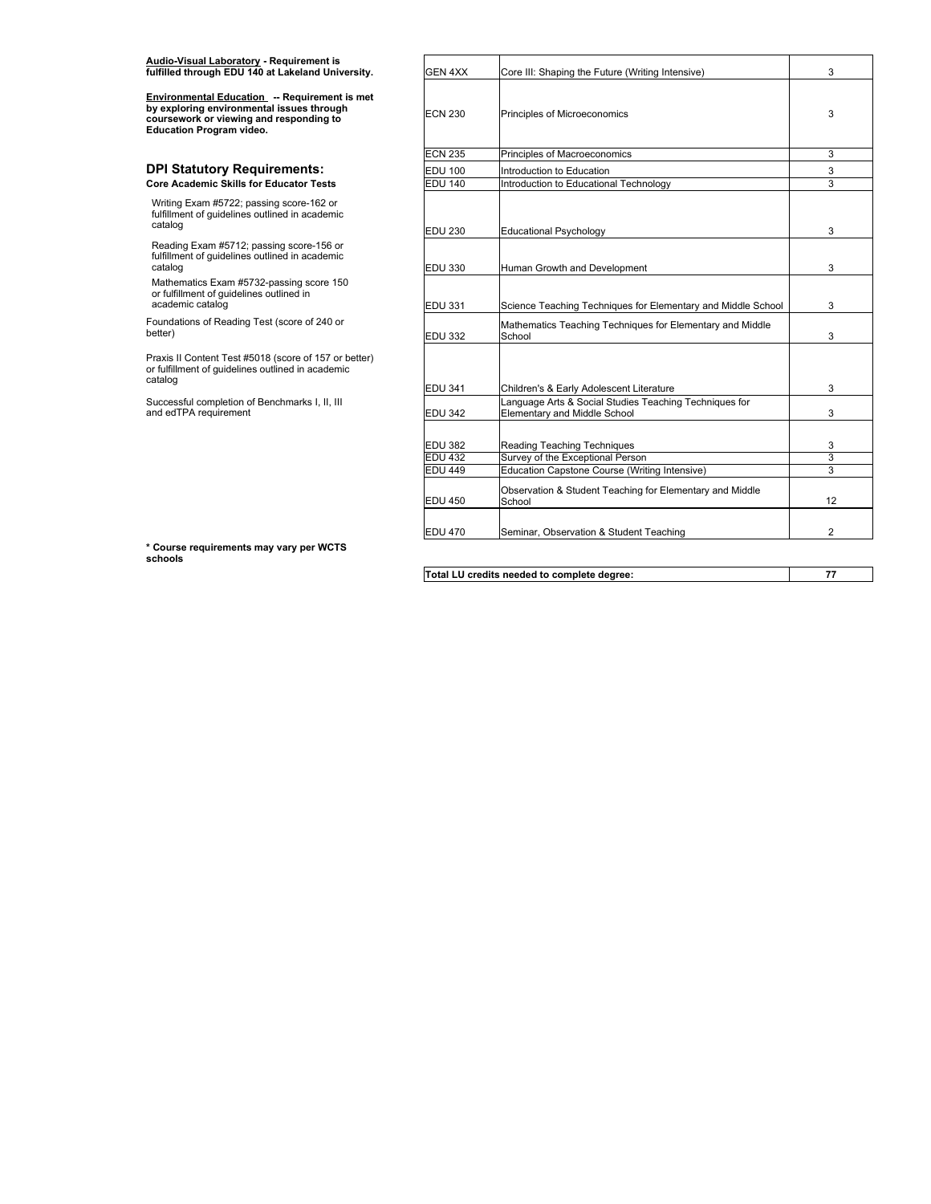**Audio-Visual Laboratory - Requirement is fulfilled through EDU 140 at Lakeland University.**

**Environmental Education -- Requirement is met by exploring environmental issues through coursework or viewing and responding to Education Program video.**

## DPI Statutory Requirements:

**Core Academic Skills for Educator Tests**

Writing Exam #5722; passing score-162 or fulfillment of guidelines outlined in academic catalog

Reading Exam #5712; passing score-156 or fulfillment of guidelines outlined in academic catalog

Mathematics Exam #5732-passing score 150 or fulfillment of guidelines outlined in academic catalog

Foundations of Reading Test (score of 240 or better)

Praxis II Content Test #5018 (score of 157 or better) or fulfillment of guidelines outlined in academic catalog

Successful completion of Benchmarks I, II, III and edTPA requirement

**\* Course requirements may vary per WCTS schools**

| | | |
|---|---|---|
| GEN 4XX | Core III: Shaping the Future (Writing Intensive) | 3 |
| ECN 230 | Principles of Microeconomics | 3 |
| ECN 235 | Principles of Macroeconomics | 3 |
| EDU 100 | Introduction to Education | 3 |
| EDU 140 | Introduction to Educational Technology | 3 |
| EDU 230 | Educational Psychology | 3 |
| EDU 330 | Human Growth and Development | 3 |
| EDU 331 | Science Teaching Techniques for Elementary and Middle School | 3 |
| EDU 332 | Mathematics Teaching Techniques for Elementary and Middle School | 3 |
| EDU 341 | Children's & Early Adolescent Literature | 3 |
| EDU 342 | Language Arts & Social Studies Teaching Techniques for Elementary and Middle School | 3 |
| EDU 382 | Reading Teaching Techniques | 3 |
| EDU 432 | Survey of the Exceptional Person | 3 |
| EDU 449 | Education Capstone Course (Writing Intensive) | 3 |
| EDU 450 | Observation & Student Teaching for Elementary and Middle School | 12 |
| EDU 470 | Seminar, Observation & Student Teaching | 2 |

| | |
|---|---|
| **Total LU credits needed to complete degree:** | **77** |